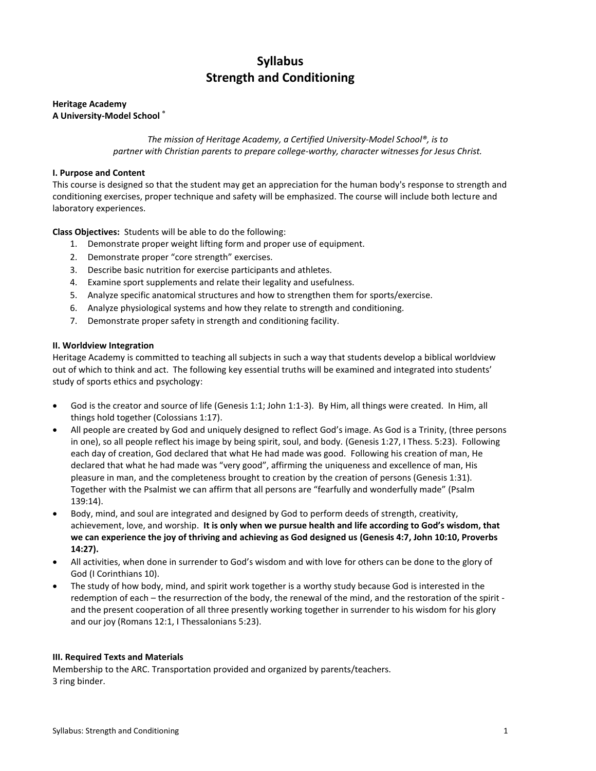# Syllabus
# Strength and Conditioning

**Heritage Academy**
**A University-Model School ®**

*The mission of Heritage Academy, a Certified University-Model School®, is to partner with Christian parents to prepare college-worthy, character witnesses for Jesus Christ.*

**I. Purpose and Content**

This course is designed so that the student may get an appreciation for the human body's response to strength and conditioning exercises, proper technique and safety will be emphasized. The course will include both lecture and laboratory experiences.

**Class Objectives:** Students will be able to do the following:

1. Demonstrate proper weight lifting form and proper use of equipment.
2. Demonstrate proper "core strength" exercises.
3. Describe basic nutrition for exercise participants and athletes.
4. Examine sport supplements and relate their legality and usefulness.
5. Analyze specific anatomical structures and how to strengthen them for sports/exercise.
6. Analyze physiological systems and how they relate to strength and conditioning.
7. Demonstrate proper safety in strength and conditioning facility.

**II. Worldview Integration**

Heritage Academy is committed to teaching all subjects in such a way that students develop a biblical worldview out of which to think and act. The following key essential truths will be examined and integrated into students' study of sports ethics and psychology:

- God is the creator and source of life (Genesis 1:1; John 1:1-3). By Him, all things were created. In Him, all things hold together (Colossians 1:17).
- All people are created by God and uniquely designed to reflect God's image. As God is a Trinity, (three persons in one), so all people reflect his image by being spirit, soul, and body. (Genesis 1:27, I Thess. 5:23). Following each day of creation, God declared that what He had made was good. Following his creation of man, He declared that what he had made was "very good", affirming the uniqueness and excellence of man, His pleasure in man, and the completeness brought to creation by the creation of persons (Genesis 1:31). Together with the Psalmist we can affirm that all persons are "fearfully and wonderfully made" (Psalm 139:14).
- Body, mind, and soul are integrated and designed by God to perform deeds of strength, creativity, achievement, love, and worship. **It is only when we pursue health and life according to God's wisdom, that we can experience the joy of thriving and achieving as God designed us (Genesis 4:7, John 10:10, Proverbs 14:27).**
- All activities, when done in surrender to God's wisdom and with love for others can be done to the glory of God (I Corinthians 10).
- The study of how body, mind, and spirit work together is a worthy study because God is interested in the redemption of each – the resurrection of the body, the renewal of the mind, and the restoration of the spirit - and the present cooperation of all three presently working together in surrender to his wisdom for his glory and our joy (Romans 12:1, I Thessalonians 5:23).

**III. Required Texts and Materials**

Membership to the ARC. Transportation provided and organized by parents/teachers.
3 ring binder.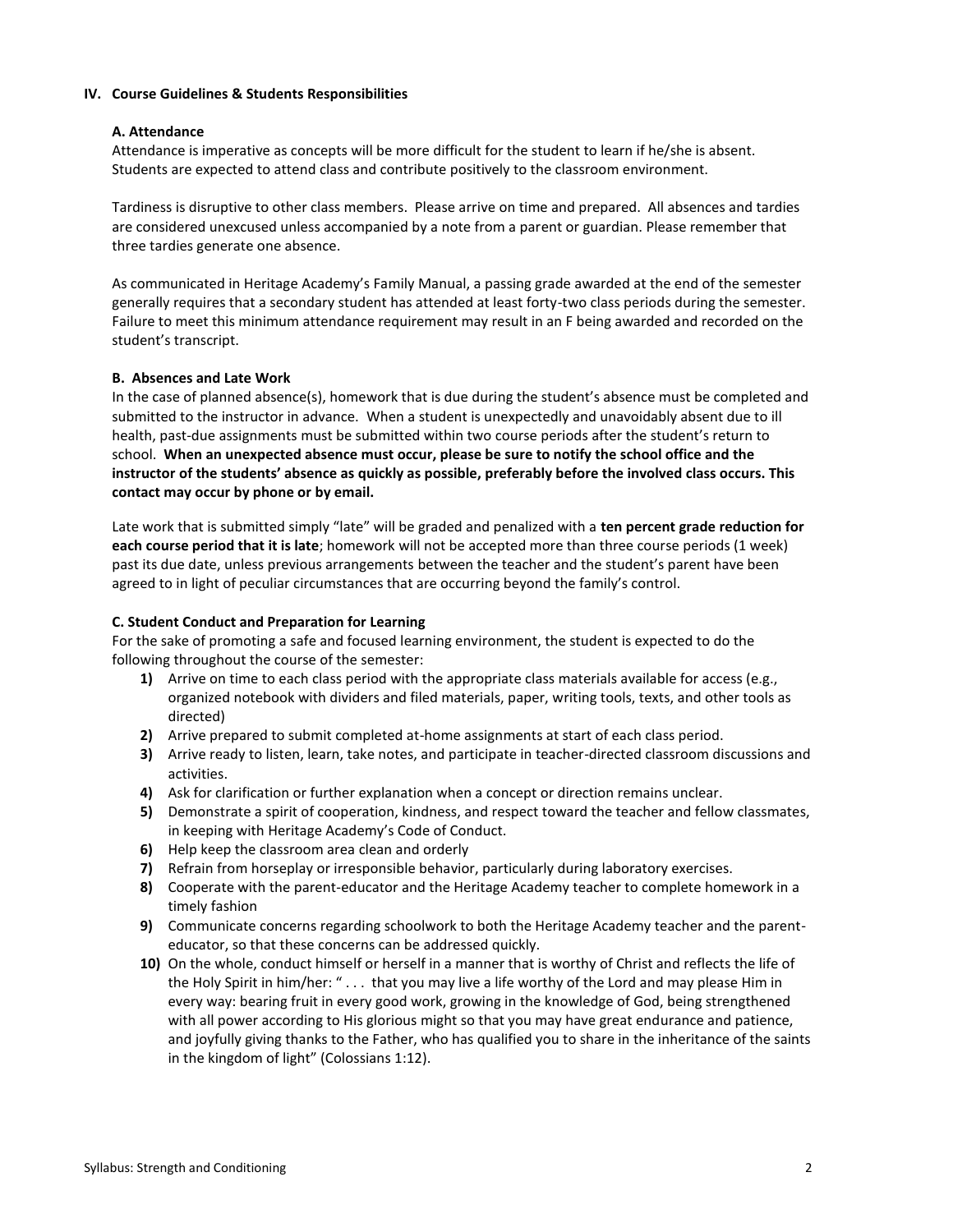## IV. Course Guidelines & Students Responsibilities

### A. Attendance

Attendance is imperative as concepts will be more difficult for the student to learn if he/she is absent. Students are expected to attend class and contribute positively to the classroom environment.

Tardiness is disruptive to other class members. Please arrive on time and prepared. All absences and tardies are considered unexcused unless accompanied by a note from a parent or guardian. Please remember that three tardies generate one absence.

As communicated in Heritage Academy's Family Manual, a passing grade awarded at the end of the semester generally requires that a secondary student has attended at least forty-two class periods during the semester. Failure to meet this minimum attendance requirement may result in an F being awarded and recorded on the student's transcript.

### B. Absences and Late Work

In the case of planned absence(s), homework that is due during the student's absence must be completed and submitted to the instructor in advance. When a student is unexpectedly and unavoidably absent due to ill health, past-due assignments must be submitted within two course periods after the student's return to school. **When an unexpected absence must occur, please be sure to notify the school office and the instructor of the students' absence as quickly as possible, preferably before the involved class occurs. This contact may occur by phone or by email.**

Late work that is submitted simply "late" will be graded and penalized with a **ten percent grade reduction for each course period that it is late**; homework will not be accepted more than three course periods (1 week) past its due date, unless previous arrangements between the teacher and the student's parent have been agreed to in light of peculiar circumstances that are occurring beyond the family's control.

### C. Student Conduct and Preparation for Learning

For the sake of promoting a safe and focused learning environment, the student is expected to do the following throughout the course of the semester:

1) Arrive on time to each class period with the appropriate class materials available for access (e.g., organized notebook with dividers and filed materials, paper, writing tools, texts, and other tools as directed)
2) Arrive prepared to submit completed at-home assignments at start of each class period.
3) Arrive ready to listen, learn, take notes, and participate in teacher-directed classroom discussions and activities.
4) Ask for clarification or further explanation when a concept or direction remains unclear.
5) Demonstrate a spirit of cooperation, kindness, and respect toward the teacher and fellow classmates, in keeping with Heritage Academy's Code of Conduct.
6) Help keep the classroom area clean and orderly
7) Refrain from horseplay or irresponsible behavior, particularly during laboratory exercises.
8) Cooperate with the parent-educator and the Heritage Academy teacher to complete homework in a timely fashion
9) Communicate concerns regarding schoolwork to both the Heritage Academy teacher and the parent-educator, so that these concerns can be addressed quickly.
10) On the whole, conduct himself or herself in a manner that is worthy of Christ and reflects the life of the Holy Spirit in him/her: " . . . that you may live a life worthy of the Lord and may please Him in every way: bearing fruit in every good work, growing in the knowledge of God, being strengthened with all power according to His glorious might so that you may have great endurance and patience, and joyfully giving thanks to the Father, who has qualified you to share in the inheritance of the saints in the kingdom of light" (Colossians 1:12).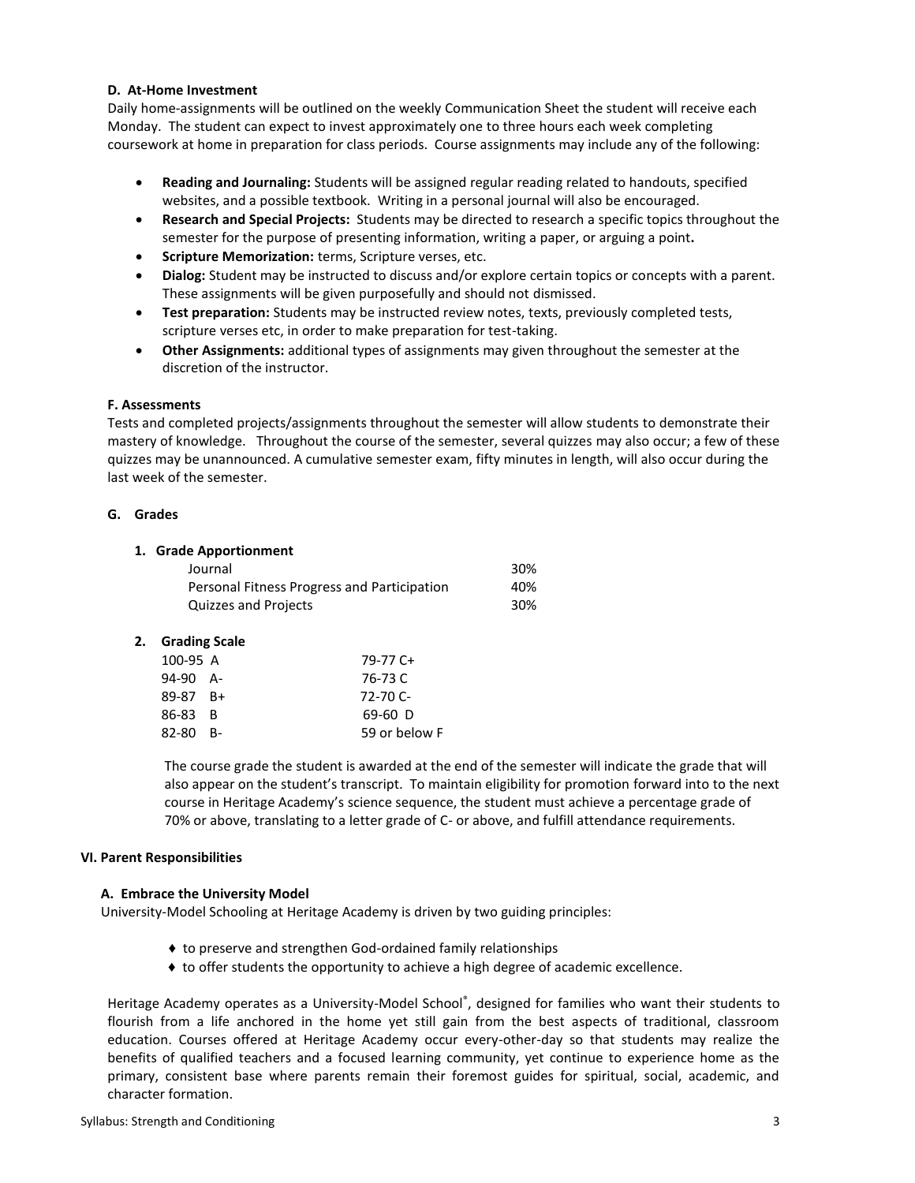#### D. At-Home Investment

Daily home-assignments will be outlined on the weekly Communication Sheet the student will receive each Monday. The student can expect to invest approximately one to three hours each week completing coursework at home in preparation for class periods. Course assignments may include any of the following:

- **Reading and Journaling:** Students will be assigned regular reading related to handouts, specified websites, and a possible textbook. Writing in a personal journal will also be encouraged.
- **Research and Special Projects:** Students may be directed to research a specific topics throughout the semester for the purpose of presenting information, writing a paper, or arguing a point**.**
- **Scripture Memorization:** terms, Scripture verses, etc.
- **Dialog:** Student may be instructed to discuss and/or explore certain topics or concepts with a parent. These assignments will be given purposefully and should not dismissed.
- **Test preparation:** Students may be instructed review notes, texts, previously completed tests, scripture verses etc, in order to make preparation for test-taking.
- **Other Assignments:** additional types of assignments may given throughout the semester at the discretion of the instructor.

#### F. Assessments

Tests and completed projects/assignments throughout the semester will allow students to demonstrate their mastery of knowledge. Throughout the course of the semester, several quizzes may also occur; a few of these quizzes may be unannounced. A cumulative semester exam, fifty minutes in length, will also occur during the last week of the semester.

#### G. Grades

**1. Grade Apportionment**

| Category | Weight |
|---|---|
| Journal | 30% |
| Personal Fitness Progress and Participation | 40% |
| Quizzes and Projects | 30% |

**2. Grading Scale**

| | | | |
|---|---|---|---|
| 100-95 | A | 79-77 | C+ |
| 94-90 | A- | 76-73 | C |
| 89-87 | B+ | 72-70 | C- |
| 86-83 | B | 69-60 | D |
| 82-80 | B- | 59 or below | F |

The course grade the student is awarded at the end of the semester will indicate the grade that will also appear on the student's transcript. To maintain eligibility for promotion forward into to the next course in Heritage Academy's science sequence, the student must achieve a percentage grade of 70% or above, translating to a letter grade of C- or above, and fulfill attendance requirements.

### VI. Parent Responsibilities

#### A. Embrace the University Model

University-Model Schooling at Heritage Academy is driven by two guiding principles:

- ♦ to preserve and strengthen God-ordained family relationships
- ♦ to offer students the opportunity to achieve a high degree of academic excellence.

Heritage Academy operates as a University-Model School®, designed for families who want their students to flourish from a life anchored in the home yet still gain from the best aspects of traditional, classroom education. Courses offered at Heritage Academy occur every-other-day so that students may realize the benefits of qualified teachers and a focused learning community, yet continue to experience home as the primary, consistent base where parents remain their foremost guides for spiritual, social, academic, and character formation.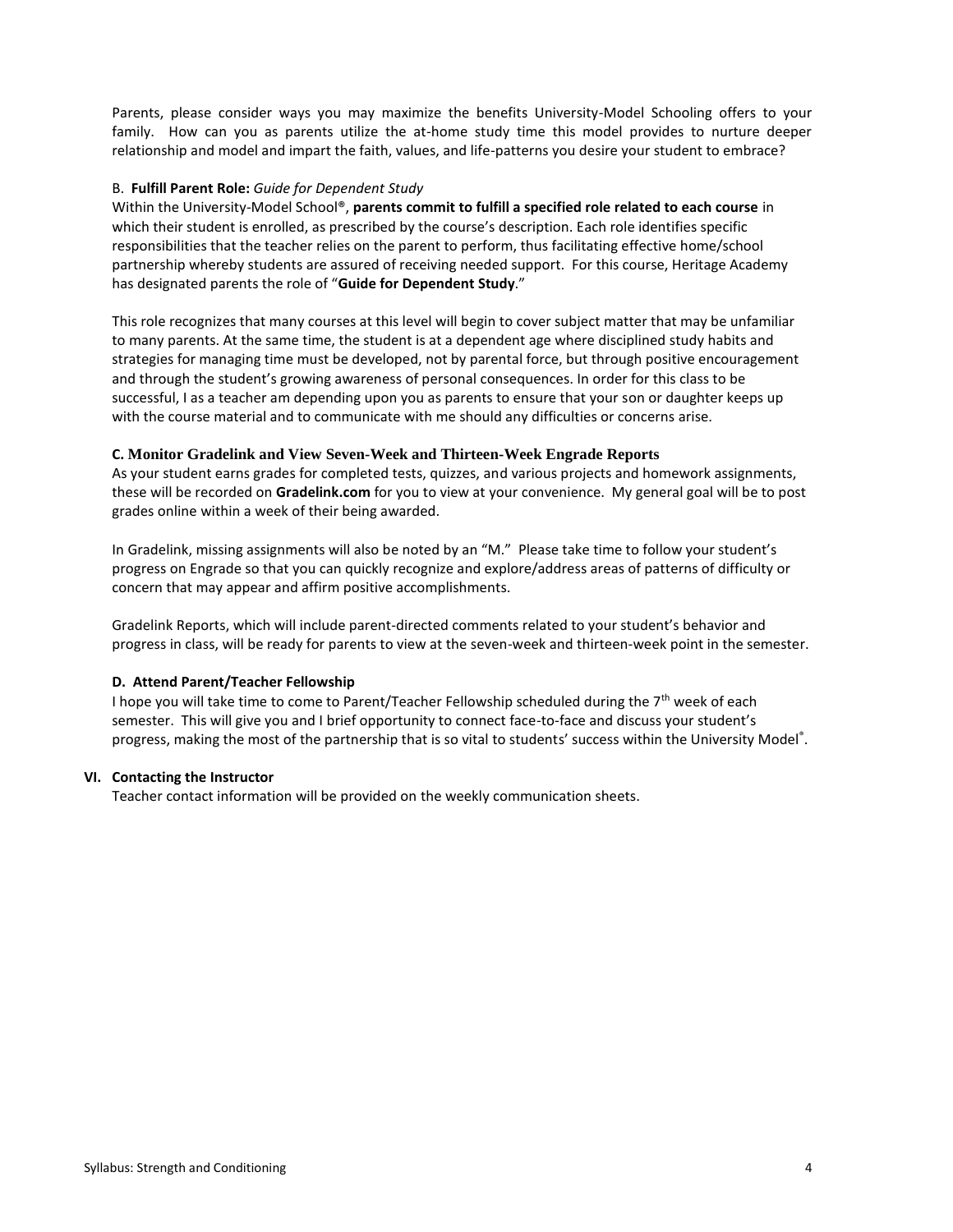Parents, please consider ways you may maximize the benefits University-Model Schooling offers to your family. How can you as parents utilize the at-home study time this model provides to nurture deeper relationship and model and impart the faith, values, and life-patterns you desire your student to embrace?

B. **Fulfill Parent Role:** *Guide for Dependent Study*

Within the University-Model School®, **parents commit to fulfill a specified role related to each course** in which their student is enrolled, as prescribed by the course's description. Each role identifies specific responsibilities that the teacher relies on the parent to perform, thus facilitating effective home/school partnership whereby students are assured of receiving needed support. For this course, Heritage Academy has designated parents the role of "**Guide for Dependent Study**."

This role recognizes that many courses at this level will begin to cover subject matter that may be unfamiliar to many parents. At the same time, the student is at a dependent age where disciplined study habits and strategies for managing time must be developed, not by parental force, but through positive encouragement and through the student's growing awareness of personal consequences. In order for this class to be successful, I as a teacher am depending upon you as parents to ensure that your son or daughter keeps up with the course material and to communicate with me should any difficulties or concerns arise.

**C. Monitor Gradelink and View Seven-Week and Thirteen-Week Engrade Reports**

As your student earns grades for completed tests, quizzes, and various projects and homework assignments, these will be recorded on **Gradelink.com** for you to view at your convenience. My general goal will be to post grades online within a week of their being awarded.

In Gradelink, missing assignments will also be noted by an "M." Please take time to follow your student's progress on Engrade so that you can quickly recognize and explore/address areas of patterns of difficulty or concern that may appear and affirm positive accomplishments.

Gradelink Reports, which will include parent-directed comments related to your student's behavior and progress in class, will be ready for parents to view at the seven-week and thirteen-week point in the semester.

**D. Attend Parent/Teacher Fellowship**

I hope you will take time to come to Parent/Teacher Fellowship scheduled during the 7th week of each semester. This will give you and I brief opportunity to connect face-to-face and discuss your student's progress, making the most of the partnership that is so vital to students' success within the University Model®.

**VI. Contacting the Instructor**

Teacher contact information will be provided on the weekly communication sheets.